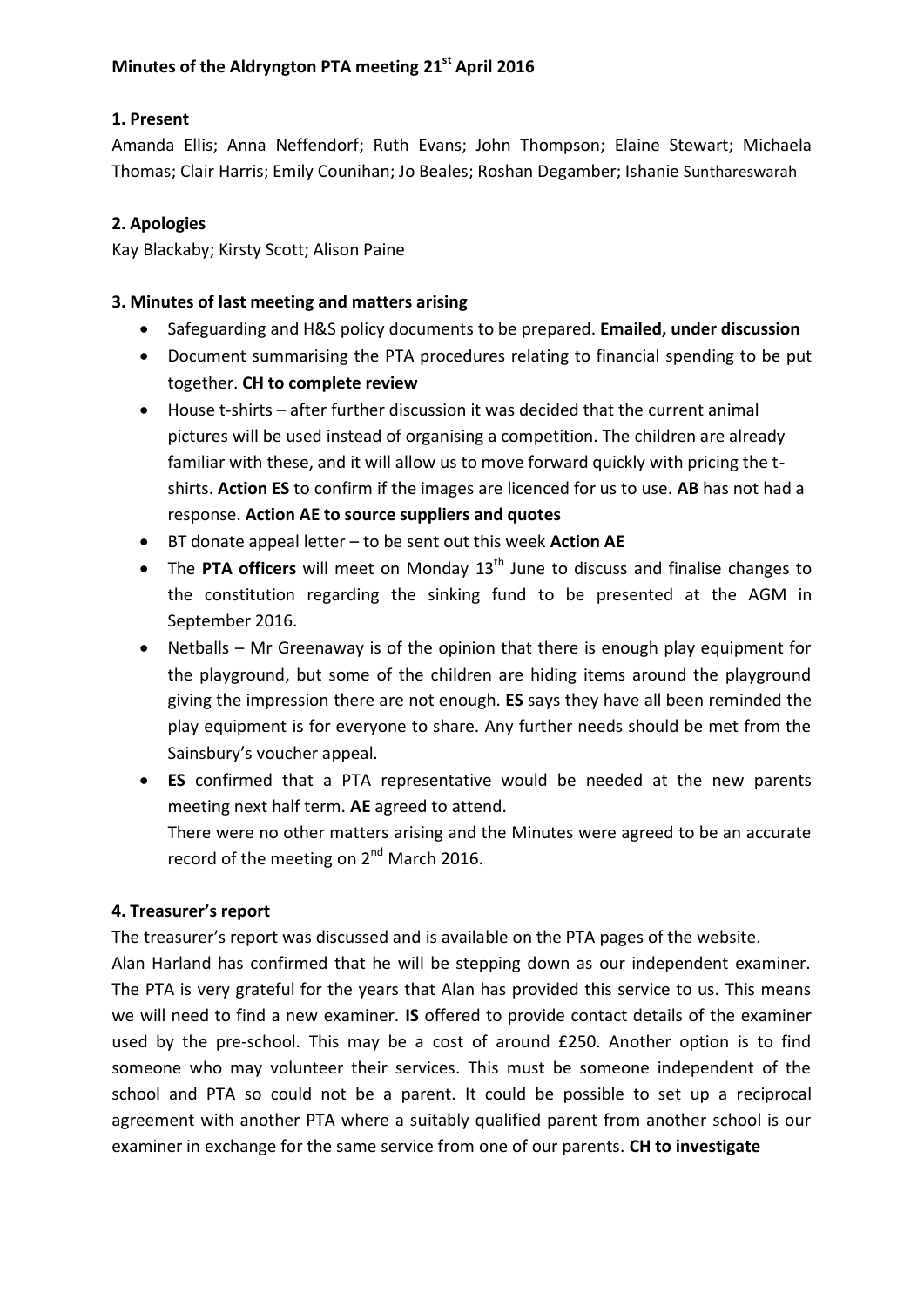**Minutes of the Aldryngton PTA meeting 21st April 2016**

**1. Present**

Amanda Ellis; Anna Neffendorf; Ruth Evans; John Thompson; Elaine Stewart; Michaela Thomas; Clair Harris; Emily Counihan; Jo Beales; Roshan Degamber; Ishanie Sunthareswarah

**2. Apologies**

Kay Blackaby; Kirsty Scott; Alison Paine

**3. Minutes of last meeting and matters arising**

- Safeguarding and H&S policy documents to be prepared. **Emailed, under discussion**
- Document summarising the PTA procedures relating to financial spending to be put together. **CH to complete review**
- House t-shirts – after further discussion it was decided that the current animal pictures will be used instead of organising a competition. The children are already familiar with these, and it will allow us to move forward quickly with pricing the t-shirts. **Action ES** to confirm if the images are licenced for us to use. **AB** has not had a response. **Action AE to source suppliers and quotes**
- BT donate appeal letter – to be sent out this week **Action AE**
- The **PTA officers** will meet on Monday 13th June to discuss and finalise changes to the constitution regarding the sinking fund to be presented at the AGM in September 2016.
- Netballs – Mr Greenaway is of the opinion that there is enough play equipment for the playground, but some of the children are hiding items around the playground giving the impression there are not enough. **ES** says they have all been reminded the play equipment is for everyone to share. Any further needs should be met from the Sainsbury's voucher appeal.
- **ES** confirmed that a PTA representative would be needed at the new parents meeting next half term. **AE** agreed to attend.

  There were no other matters arising and the Minutes were agreed to be an accurate record of the meeting on 2nd March 2016.

**4. Treasurer's report**

The treasurer's report was discussed and is available on the PTA pages of the website.

Alan Harland has confirmed that he will be stepping down as our independent examiner. The PTA is very grateful for the years that Alan has provided this service to us. This means we will need to find a new examiner. **IS** offered to provide contact details of the examiner used by the pre-school. This may be a cost of around £250. Another option is to find someone who may volunteer their services. This must be someone independent of the school and PTA so could not be a parent. It could be possible to set up a reciprocal agreement with another PTA where a suitably qualified parent from another school is our examiner in exchange for the same service from one of our parents. **CH to investigate**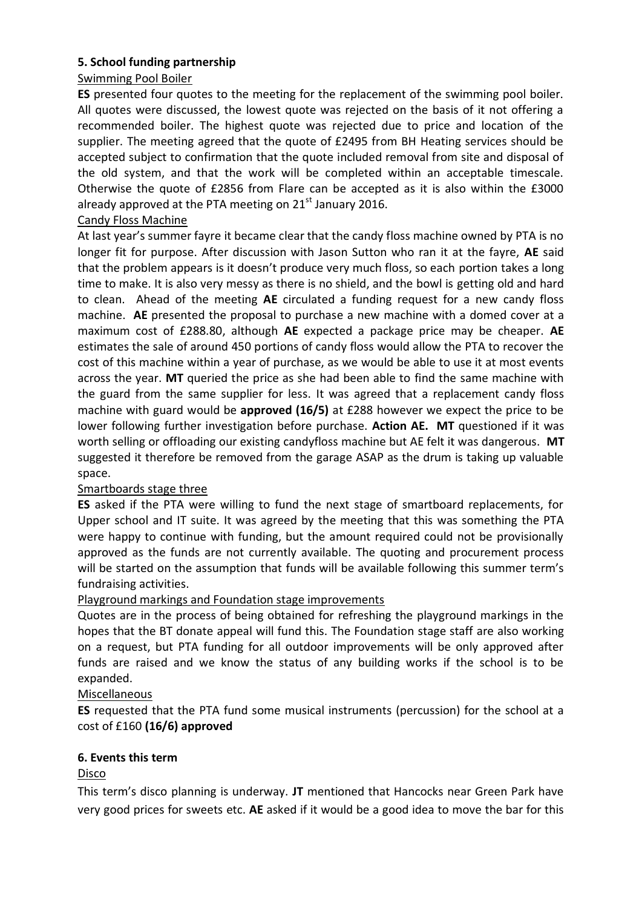### 5. School funding partnership

Swimming Pool Boiler

**ES** presented four quotes to the meeting for the replacement of the swimming pool boiler. All quotes were discussed, the lowest quote was rejected on the basis of it not offering a recommended boiler. The highest quote was rejected due to price and location of the supplier. The meeting agreed that the quote of £2495 from BH Heating services should be accepted subject to confirmation that the quote included removal from site and disposal of the old system, and that the work will be completed within an acceptable timescale. Otherwise the quote of £2856 from Flare can be accepted as it is also within the £3000 already approved at the PTA meeting on 21st January 2016.

Candy Floss Machine

At last year's summer fayre it became clear that the candy floss machine owned by PTA is no longer fit for purpose. After discussion with Jason Sutton who ran it at the fayre, **AE** said that the problem appears is it doesn't produce very much floss, so each portion takes a long time to make. It is also very messy as there is no shield, and the bowl is getting old and hard to clean. Ahead of the meeting **AE** circulated a funding request for a new candy floss machine. **AE** presented the proposal to purchase a new machine with a domed cover at a maximum cost of £288.80, although **AE** expected a package price may be cheaper. **AE** estimates the sale of around 450 portions of candy floss would allow the PTA to recover the cost of this machine within a year of purchase, as we would be able to use it at most events across the year. **MT** queried the price as she had been able to find the same machine with the guard from the same supplier for less. It was agreed that a replacement candy floss machine with guard would be **approved (16/5)** at £288 however we expect the price to be lower following further investigation before purchase. **Action AE.** **MT** questioned if it was worth selling or offloading our existing candyfloss machine but AE felt it was dangerous. **MT** suggested it therefore be removed from the garage ASAP as the drum is taking up valuable space.

Smartboards stage three

**ES** asked if the PTA were willing to fund the next stage of smartboard replacements, for Upper school and IT suite. It was agreed by the meeting that this was something the PTA were happy to continue with funding, but the amount required could not be provisionally approved as the funds are not currently available. The quoting and procurement process will be started on the assumption that funds will be available following this summer term's fundraising activities.

Playground markings and Foundation stage improvements

Quotes are in the process of being obtained for refreshing the playground markings in the hopes that the BT donate appeal will fund this. The Foundation stage staff are also working on a request, but PTA funding for all outdoor improvements will be only approved after funds are raised and we know the status of any building works if the school is to be expanded.

Miscellaneous

**ES** requested that the PTA fund some musical instruments (percussion) for the school at a cost of £160 **(16/6) approved**

### 6. Events this term

Disco

This term's disco planning is underway. **JT** mentioned that Hancocks near Green Park have very good prices for sweets etc. **AE** asked if it would be a good idea to move the bar for this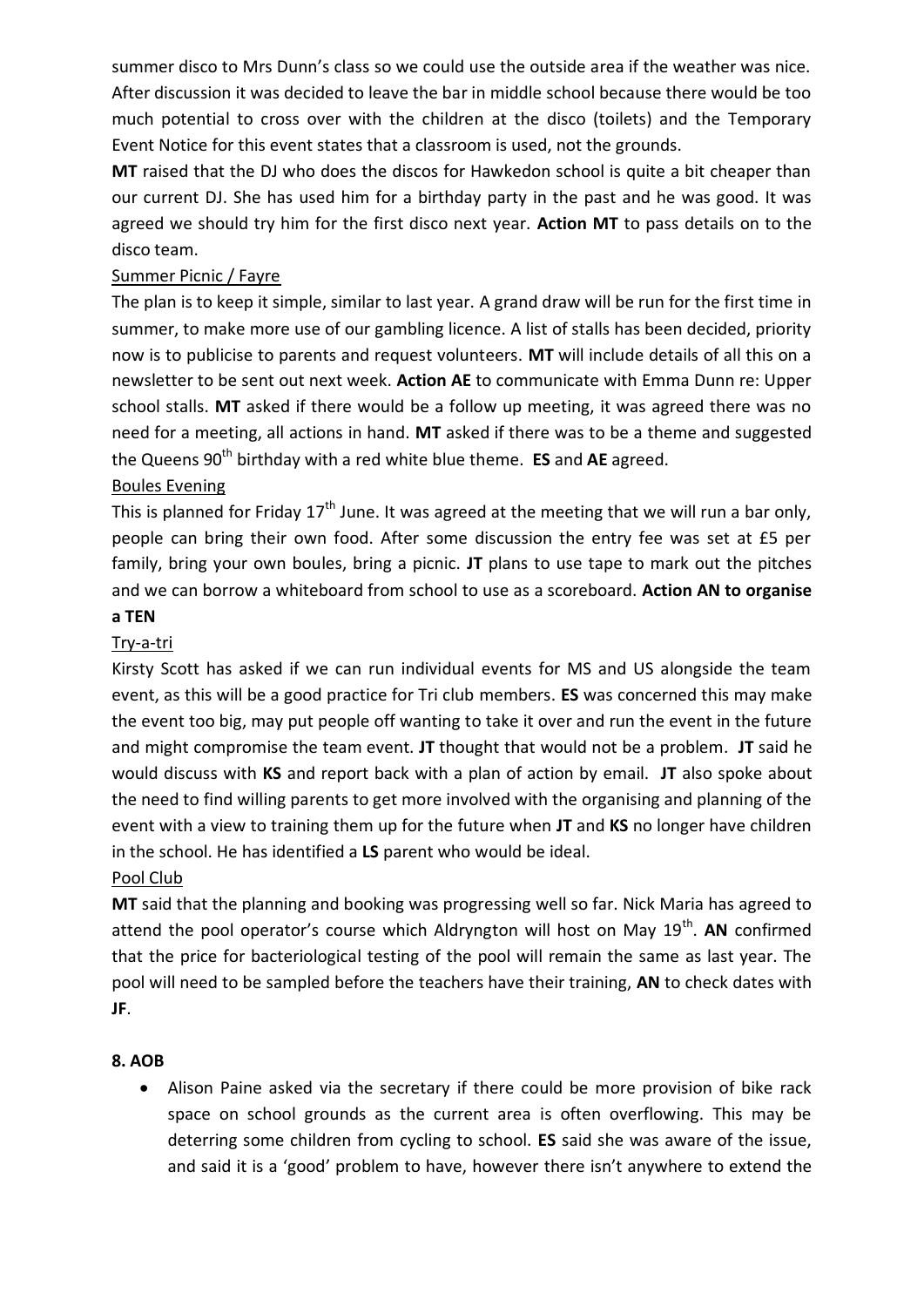summer disco to Mrs Dunn's class so we could use the outside area if the weather was nice. After discussion it was decided to leave the bar in middle school because there would be too much potential to cross over with the children at the disco (toilets) and the Temporary Event Notice for this event states that a classroom is used, not the grounds.

**MT** raised that the DJ who does the discos for Hawkedon school is quite a bit cheaper than our current DJ. She has used him for a birthday party in the past and he was good. It was agreed we should try him for the first disco next year. **Action MT** to pass details on to the disco team.

Summer Picnic / Fayre

The plan is to keep it simple, similar to last year. A grand draw will be run for the first time in summer, to make more use of our gambling licence. A list of stalls has been decided, priority now is to publicise to parents and request volunteers. **MT** will include details of all this on a newsletter to be sent out next week. **Action AE** to communicate with Emma Dunn re: Upper school stalls. **MT** asked if there would be a follow up meeting, it was agreed there was no need for a meeting, all actions in hand. **MT** asked if there was to be a theme and suggested the Queens 90th birthday with a red white blue theme. **ES** and **AE** agreed.

Boules Evening

This is planned for Friday 17th June. It was agreed at the meeting that we will run a bar only, people can bring their own food. After some discussion the entry fee was set at £5 per family, bring your own boules, bring a picnic. **JT** plans to use tape to mark out the pitches and we can borrow a whiteboard from school to use as a scoreboard. **Action AN to organise a TEN**

Try-a-tri

Kirsty Scott has asked if we can run individual events for MS and US alongside the team event, as this will be a good practice for Tri club members. **ES** was concerned this may make the event too big, may put people off wanting to take it over and run the event in the future and might compromise the team event. **JT** thought that would not be a problem. **JT** said he would discuss with **KS** and report back with a plan of action by email. **JT** also spoke about the need to find willing parents to get more involved with the organising and planning of the event with a view to training them up for the future when **JT** and **KS** no longer have children in the school. He has identified a **LS** parent who would be ideal.

Pool Club

**MT** said that the planning and booking was progressing well so far. Nick Maria has agreed to attend the pool operator's course which Aldryngton will host on May 19th. **AN** confirmed that the price for bacteriological testing of the pool will remain the same as last year. The pool will need to be sampled before the teachers have their training, **AN** to check dates with **JF**.

**8. AOB**

- Alison Paine asked via the secretary if there could be more provision of bike rack space on school grounds as the current area is often overflowing. This may be deterring some children from cycling to school. **ES** said she was aware of the issue, and said it is a 'good' problem to have, however there isn't anywhere to extend the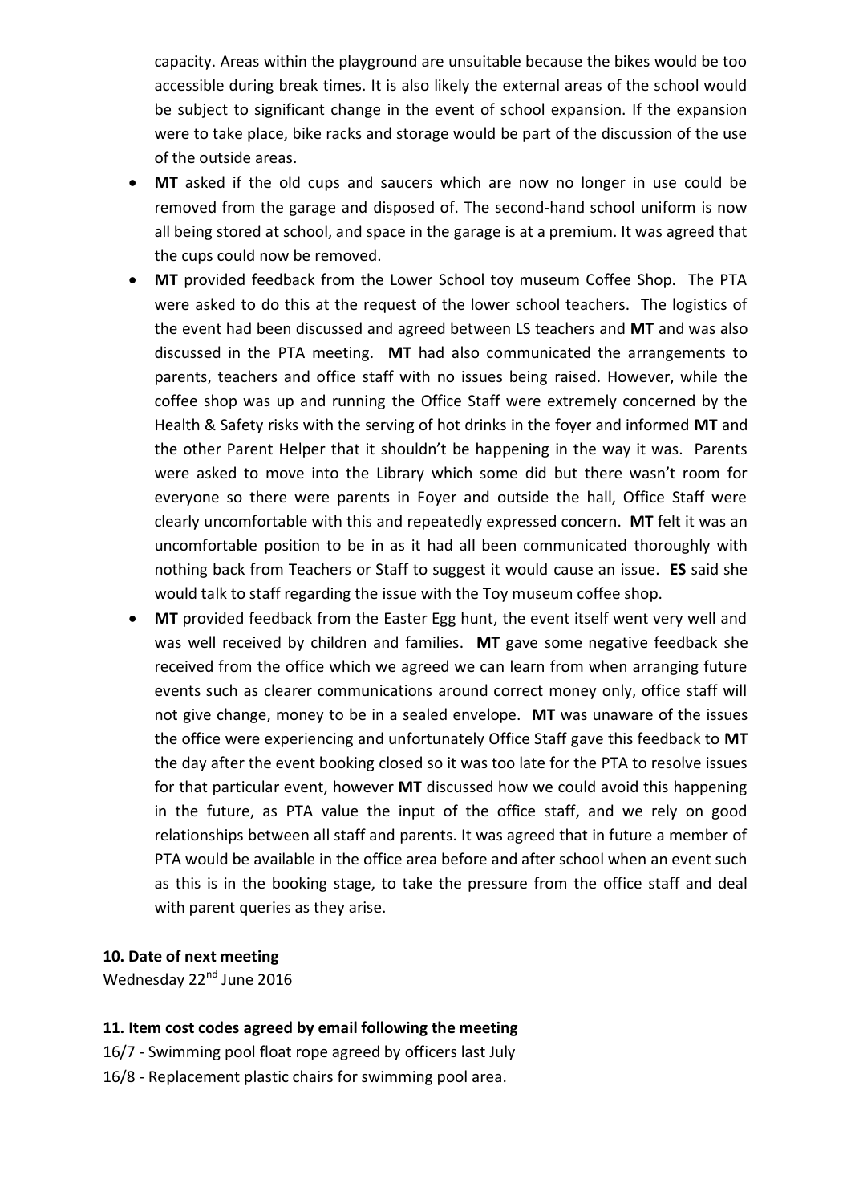capacity. Areas within the playground are unsuitable because the bikes would be too accessible during break times. It is also likely the external areas of the school would be subject to significant change in the event of school expansion. If the expansion were to take place, bike racks and storage would be part of the discussion of the use of the outside areas.

- **MT** asked if the old cups and saucers which are now no longer in use could be removed from the garage and disposed of. The second-hand school uniform is now all being stored at school, and space in the garage is at a premium. It was agreed that the cups could now be removed.
- **MT** provided feedback from the Lower School toy museum Coffee Shop. The PTA were asked to do this at the request of the lower school teachers. The logistics of the event had been discussed and agreed between LS teachers and **MT** and was also discussed in the PTA meeting. **MT** had also communicated the arrangements to parents, teachers and office staff with no issues being raised. However, while the coffee shop was up and running the Office Staff were extremely concerned by the Health & Safety risks with the serving of hot drinks in the foyer and informed **MT** and the other Parent Helper that it shouldn't be happening in the way it was. Parents were asked to move into the Library which some did but there wasn't room for everyone so there were parents in Foyer and outside the hall, Office Staff were clearly uncomfortable with this and repeatedly expressed concern. **MT** felt it was an uncomfortable position to be in as it had all been communicated thoroughly with nothing back from Teachers or Staff to suggest it would cause an issue. **ES** said she would talk to staff regarding the issue with the Toy museum coffee shop.
- **MT** provided feedback from the Easter Egg hunt, the event itself went very well and was well received by children and families. **MT** gave some negative feedback she received from the office which we agreed we can learn from when arranging future events such as clearer communications around correct money only, office staff will not give change, money to be in a sealed envelope. **MT** was unaware of the issues the office were experiencing and unfortunately Office Staff gave this feedback to **MT** the day after the event booking closed so it was too late for the PTA to resolve issues for that particular event, however **MT** discussed how we could avoid this happening in the future, as PTA value the input of the office staff, and we rely on good relationships between all staff and parents. It was agreed that in future a member of PTA would be available in the office area before and after school when an event such as this is in the booking stage, to take the pressure from the office staff and deal with parent queries as they arise.

**10. Date of next meeting**

Wednesday 22nd June 2016

**11. Item cost codes agreed by email following the meeting**

16/7 - Swimming pool float rope agreed by officers last July

16/8 - Replacement plastic chairs for swimming pool area.